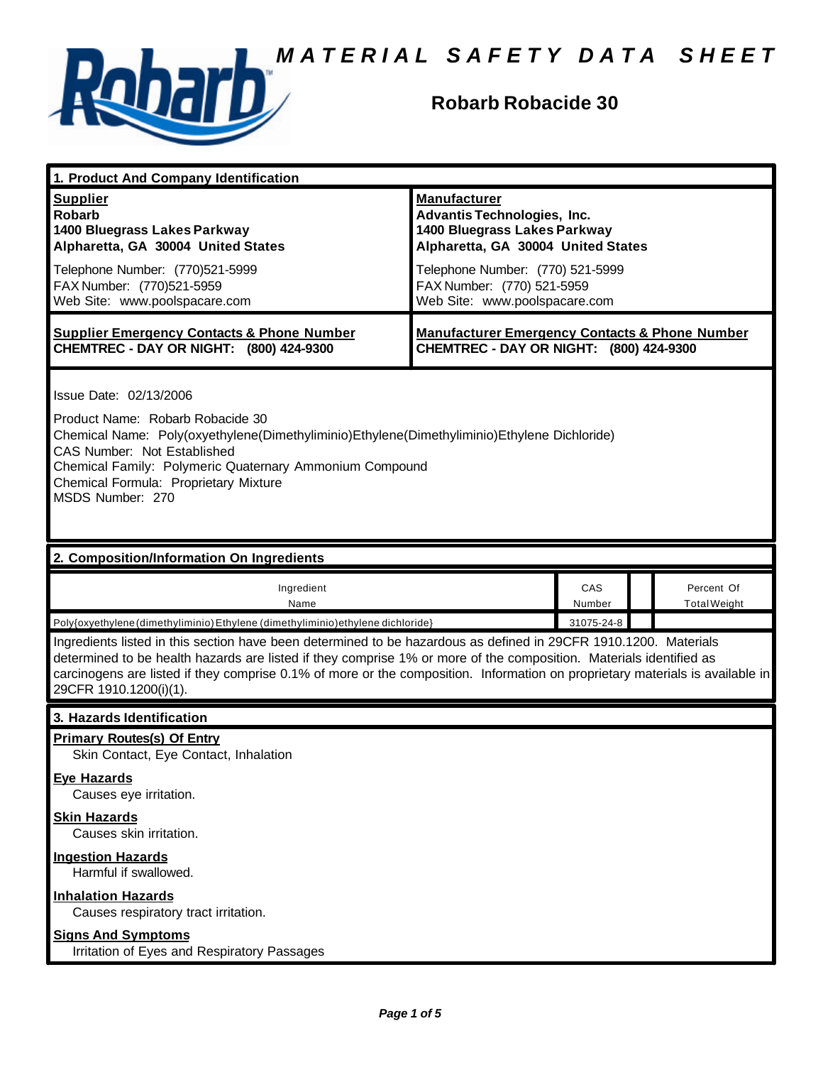# MATERIAL SAFETY DATA SHEET

## Robarb Robacide 30

### 1. Product And Company Identification

| **Supplier** | **Manufacturer** |
|---|---|
| **Robarb**<br>**1400 Bluegrass Lakes Parkway**<br>**Alpharetta, GA 30004 United States** | **Advantis Technologies, Inc.**<br>**1400 Bluegrass Lakes Parkway**<br>**Alpharetta, GA 30004 United States** |
| Telephone Number: (770)521-5999<br>FAX Number: (770)521-5959<br>Web Site: www.poolspacare.com | Telephone Number: (770) 521-5999<br>FAX Number: (770) 521-5959<br>Web Site: www.poolspacare.com |
| **Supplier Emergency Contacts & Phone Number**<br>**CHEMTREC - DAY OR NIGHT: (800) 424-9300** | **Manufacturer Emergency Contacts & Phone Number**<br>**CHEMTREC - DAY OR NIGHT: (800) 424-9300** |

Issue Date: 02/13/2006

Product Name: Robarb Robacide 30
Chemical Name: Poly(oxyethylene(Dimethyliminio)Ethylene(Dimethyliminio)Ethylene Dichloride)
CAS Number: Not Established
Chemical Family: Polymeric Quaternary Ammonium Compound
Chemical Formula: Proprietary Mixture
MSDS Number: 270

### 2. Composition/Information On Ingredients

| Ingredient Name | CAS Number | | Percent Of Total Weight |
|---|---|---|---|
| Poly{oxyethylene(dimethyliminio)Ethylene(dimethyliminio)ethylene dichloride} | 31075-24-8 | | |

Ingredients listed in this section have been determined to be hazardous as defined in 29CFR 1910.1200. Materials determined to be health hazards are listed if they comprise 1% or more of the composition. Materials identified as carcinogens are listed if they comprise 0.1% of more or the composition. Information on proprietary materials is available in 29CFR 1910.1200(i)(1).

### 3. Hazards Identification

**Primary Routes(s) Of Entry**
Skin Contact, Eye Contact, Inhalation

**Eye Hazards**
Causes eye irritation.

**Skin Hazards**
Causes skin irritation.

**Ingestion Hazards**
Harmful if swallowed.

**Inhalation Hazards**
Causes respiratory tract irritation.

**Signs And Symptoms**
Irritation of Eyes and Respiratory Passages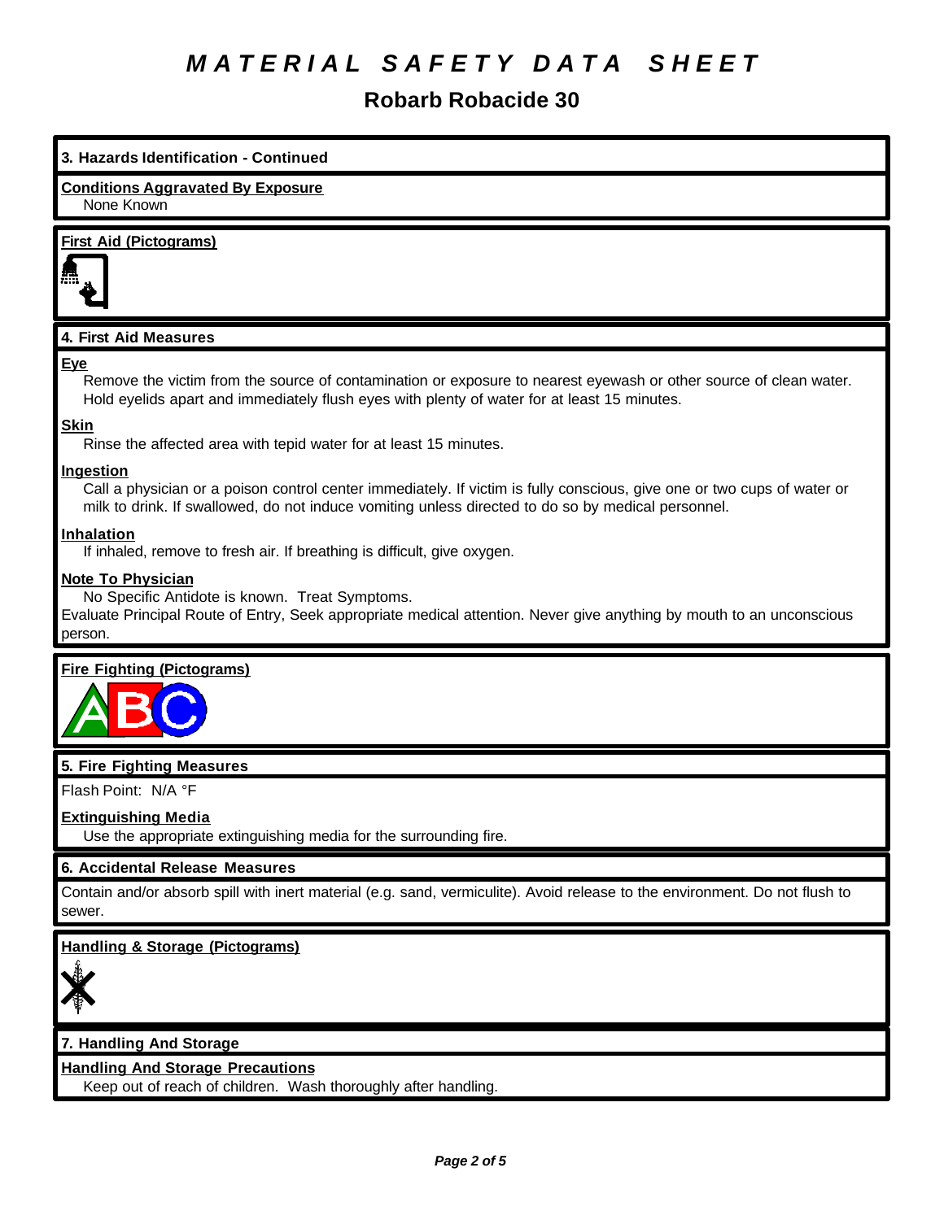# MATERIAL SAFETY DATA SHEET

## Robarb Robacide 30

### 3. Hazards Identification - Continued

**Conditions Aggravated By Exposure**

None Known

**First Aid (Pictograms)**

### 4. First Aid Measures

**Eye**

Remove the victim from the source of contamination or exposure to nearest eyewash or other source of clean water. Hold eyelids apart and immediately flush eyes with plenty of water for at least 15 minutes.

**Skin**

Rinse the affected area with tepid water for at least 15 minutes.

**Ingestion**

Call a physician or a poison control center immediately. If victim is fully conscious, give one or two cups of water or milk to drink. If swallowed, do not induce vomiting unless directed to do so by medical personnel.

**Inhalation**

If inhaled, remove to fresh air. If breathing is difficult, give oxygen.

**Note To Physician**

No Specific Antidote is known. Treat Symptoms.

Evaluate Principal Route of Entry, Seek appropriate medical attention. Never give anything by mouth to an unconscious person.

**Fire Fighting (Pictograms)**

### 5. Fire Fighting Measures

Flash Point: N/A °F

**Extinguishing Media**

Use the appropriate extinguishing media for the surrounding fire.

### 6. Accidental Release Measures

Contain and/or absorb spill with inert material (e.g. sand, vermiculite). Avoid release to the environment. Do not flush to sewer.

**Handling & Storage (Pictograms)**

### 7. Handling And Storage

**Handling And Storage Precautions**

Keep out of reach of children. Wash thoroughly after handling.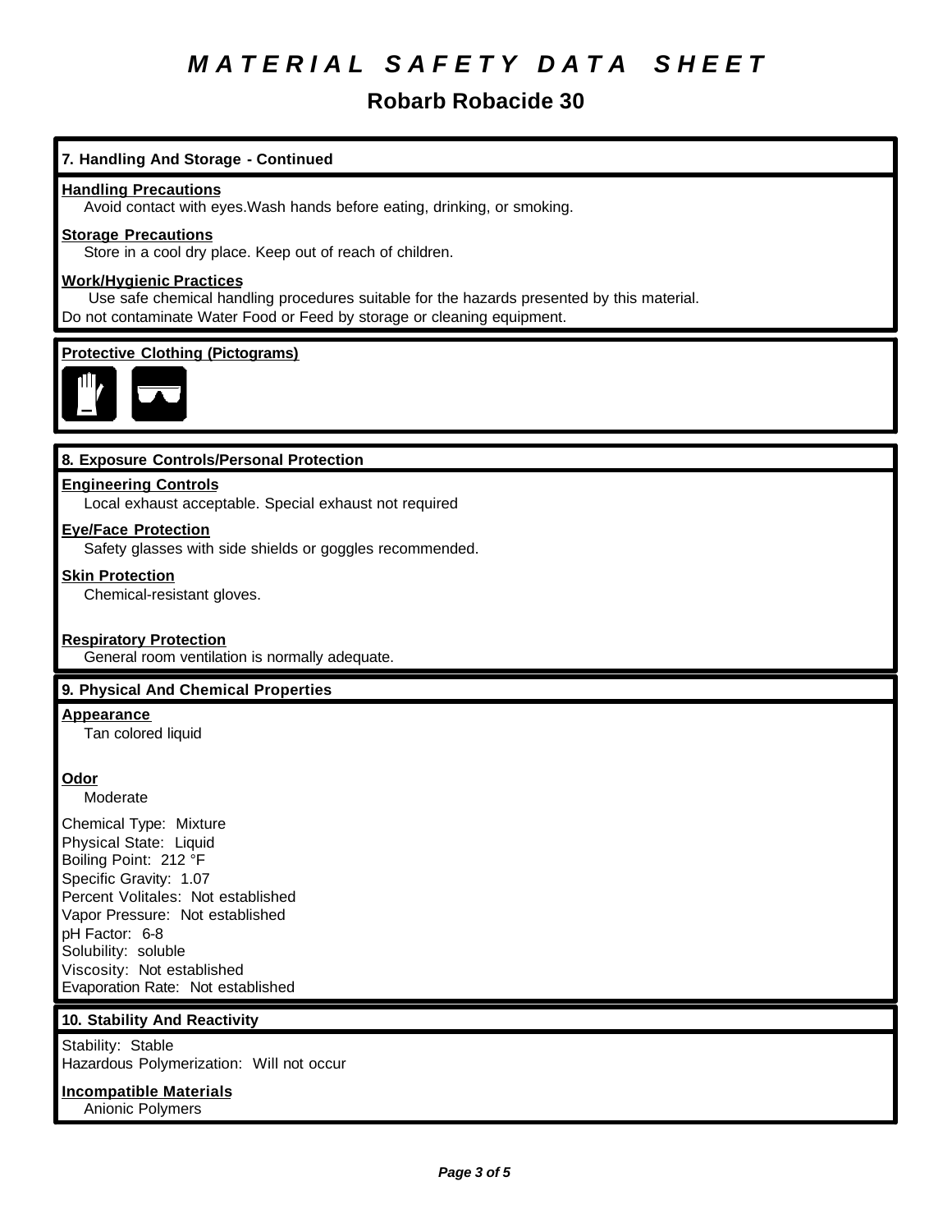# MATERIAL SAFETY DATA SHEET

## Robarb Robacide 30

### 7. Handling And Storage - Continued

**Handling Precautions**

Avoid contact with eyes.Wash hands before eating, drinking, or smoking.

**Storage Precautions**

Store in a cool dry place. Keep out of reach of children.

**Work/Hygienic Practices**

Use safe chemical handling procedures suitable for the hazards presented by this material.
Do not contaminate Water Food or Feed by storage or cleaning equipment.

**Protective Clothing (Pictograms)**

### 8. Exposure Controls/Personal Protection

**Engineering Controls**

Local exhaust acceptable. Special exhaust not required

**Eye/Face Protection**

Safety glasses with side shields or goggles recommended.

**Skin Protection**

Chemical-resistant gloves.

**Respiratory Protection**

General room ventilation is normally adequate.

### 9. Physical And Chemical Properties

**Appearance**

Tan colored liquid

**Odor**

Moderate

Chemical Type: Mixture
Physical State: Liquid
Boiling Point: 212 °F
Specific Gravity: 1.07
Percent Volitales: Not established
Vapor Pressure: Not established
pH Factor: 6-8
Solubility: soluble
Viscosity: Not established
Evaporation Rate: Not established

### 10. Stability And Reactivity

Stability: Stable
Hazardous Polymerization: Will not occur

**Incompatible Materials**

Anionic Polymers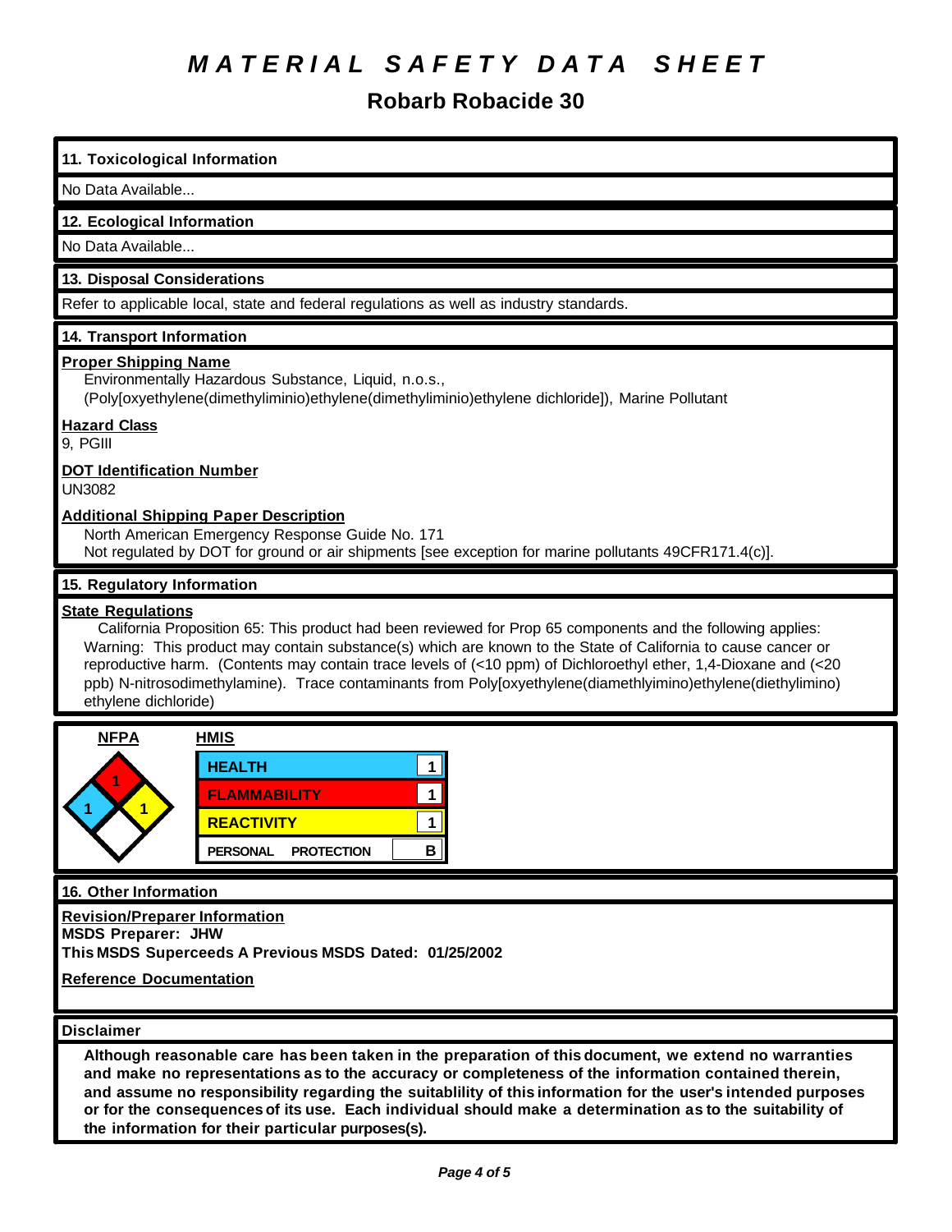# MATERIAL SAFETY DATA SHEET

## Robarb Robacide 30

### 11. Toxicological Information

No Data Available...

### 12. Ecological Information

No Data Available...

### 13. Disposal Considerations

Refer to applicable local, state and federal regulations as well as industry standards.

### 14. Transport Information

**Proper Shipping Name**

Environmentally Hazardous Substance, Liquid, n.o.s., (Poly[oxyethylene(dimethyliminio)ethylene(dimethyliminio)ethylene dichloride]), Marine Pollutant

**Hazard Class**

9, PGIII

**DOT Identification Number**

UN3082

**Additional Shipping Paper Description**

North American Emergency Response Guide No. 171
Not regulated by DOT for ground or air shipments [see exception for marine pollutants 49CFR171.4(c)].

### 15. Regulatory Information

**State Regulations**

California Proposition 65: This product had been reviewed for Prop 65 components and the following applies: Warning: This product may contain substance(s) which are known to the State of California to cause cancer or reproductive harm. (Contents may contain trace levels of (<10 ppm) of Dichloroethyl ether, 1,4-Dioxane and (<20 ppb) N-nitrosodimethylamine). Trace contaminants from Poly[oxyethylene(diamethlyimino)ethylene(diethylimino) ethylene dichloride)

**NFPA**

| Health | Flammability | Reactivity | Special |
|---|---|---|---|
| 1 | 1 | 1 | |

**HMIS**

| | |
|---|---|
| HEALTH | 1 |
| FLAMMABILITY | 1 |
| REACTIVITY | 1 |
| PERSONAL PROTECTION | B |

### 16. Other Information

**Revision/Preparer Information**

**MSDS Preparer: JHW**

**This MSDS Superceeds A Previous MSDS Dated: 01/25/2002**

**Reference Documentation**

### Disclaimer

**Although reasonable care has been taken in the preparation of this document, we extend no warranties and make no representations as to the accuracy or completeness of the information contained therein, and assume no responsibility regarding the suitablility of this information for the user's intended purposes or for the consequences of its use. Each individual should make a determination as to the suitability of the information for their particular purposes(s).**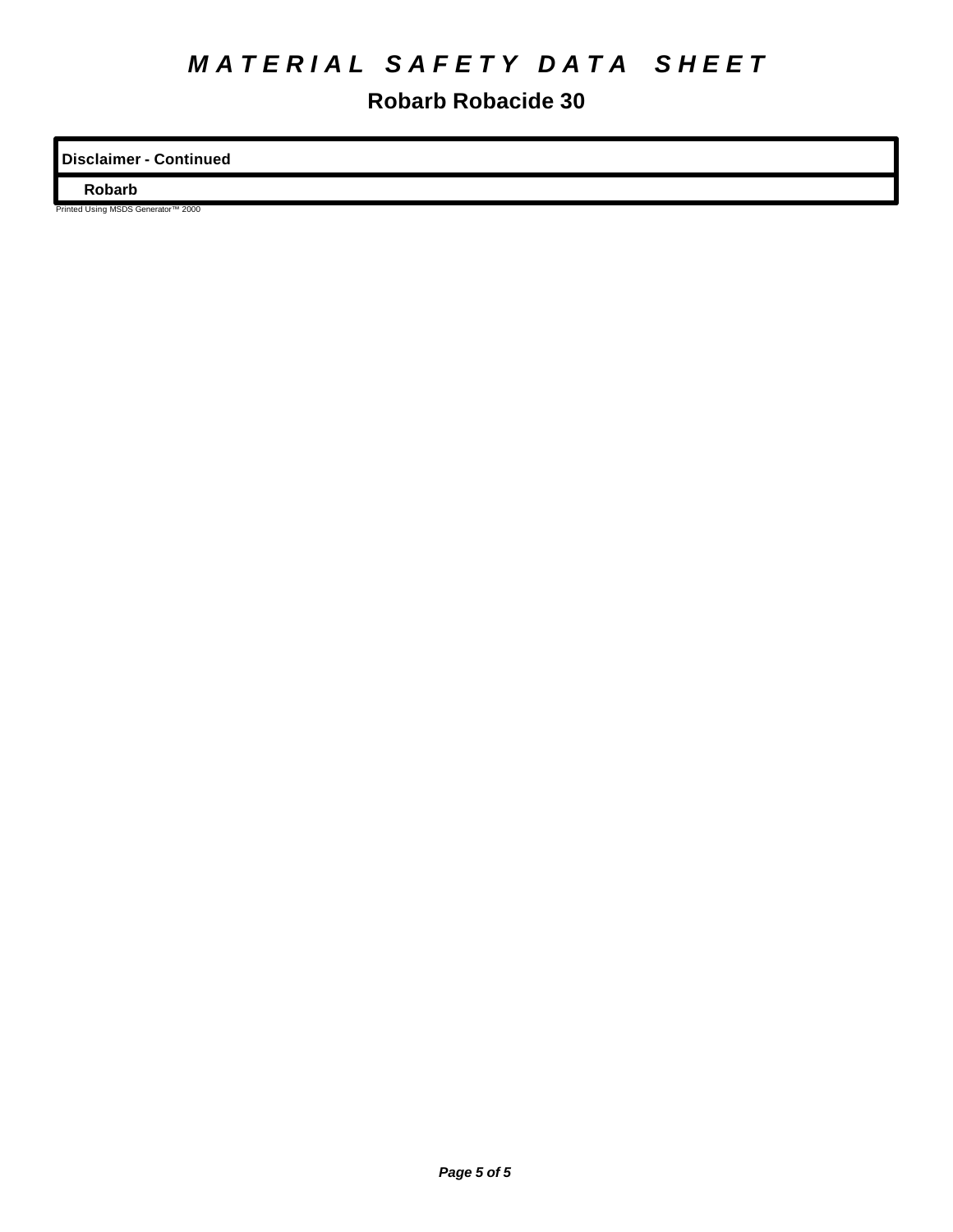**Disclaimer - Continued**

**Robarb**

Printed Using MSDS Generator™ 2000